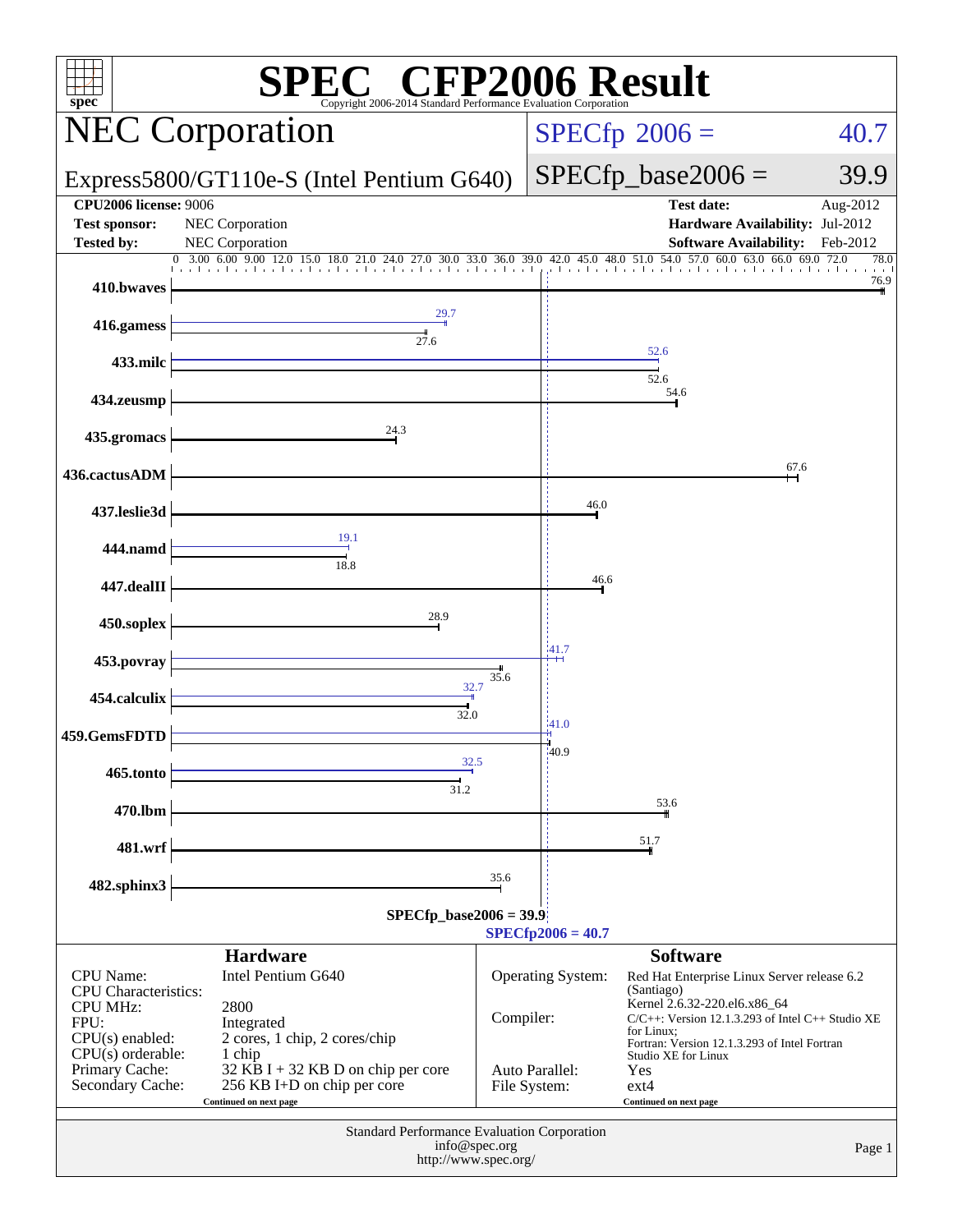# SPEC CFP2006 Result

Copyright 2006-2014 Standard Performance Evaluation Corporation

## NEC Corporation

**Express5800/GT110e-S (Intel Pentium G640)**

SPECfp 2006 = 40.7

SPECfp_base2006 = 39.9

| | | | |
|---|---|---|---|
| **CPU2006 license:** 9006 | | **Test date:** | Aug-2012 |
| **Test sponsor:** | NEC Corporation | **Hardware Availability:** | Jul-2012 |
| **Tested by:** | NEC Corporation | **Software Availability:** | Feb-2012 |

| Benchmark | Peak | Base |
|---|---|---|
| 410.bwaves | | 76.9 |
| 416.gamess | 29.7 | 27.6 |
| 433.milc | 52.6 | 52.6 |
| 434.zeusmp | | 54.6 |
| 435.gromacs | | 24.3 |
| 436.cactusADM | | 67.6 |
| 437.leslie3d | | 46.0 |
| 444.namd | 19.1 | 18.8 |
| 447.dealII | | 46.6 |
| 450.soplex | | 28.9 |
| 453.povray | 41.7 | 35.6 |
| 454.calculix | 32.7 | 32.0 |
| 459.GemsFDTD | 41.0 | 40.9 |
| 465.tonto | 32.5 | 31.2 |
| 470.lbm | | 53.6 |
| 481.wrf | | 51.7 |
| 482.sphinx3 | | 35.6 |

SPECfp_base2006 = 39.9

SPECfp2006 = 40.7

### Hardware

| | |
|---|---|
| CPU Name: | Intel Pentium G640 |
| CPU Characteristics: | |
| CPU MHz: | 2800 |
| FPU: | Integrated |
| CPU(s) enabled: | 2 cores, 1 chip, 2 cores/chip |
| CPU(s) orderable: | 1 chip |
| Primary Cache: | 32 KB I + 32 KB D on chip per core |
| Secondary Cache: | 256 KB I+D on chip per core |

Continued on next page

### Software

| | |
|---|---|
| Operating System: | Red Hat Enterprise Linux Server release 6.2 (Santiago) Kernel 2.6.32-220.el6.x86_64 |
| Compiler: | C/C++: Version 12.1.3.293 of Intel C++ Studio XE for Linux; Fortran: Version 12.1.3.293 of Intel Fortran Studio XE for Linux |
| Auto Parallel: | Yes |
| File System: | ext4 |

Continued on next page

Standard Performance Evaluation Corporation
info@spec.org
http://www.spec.org/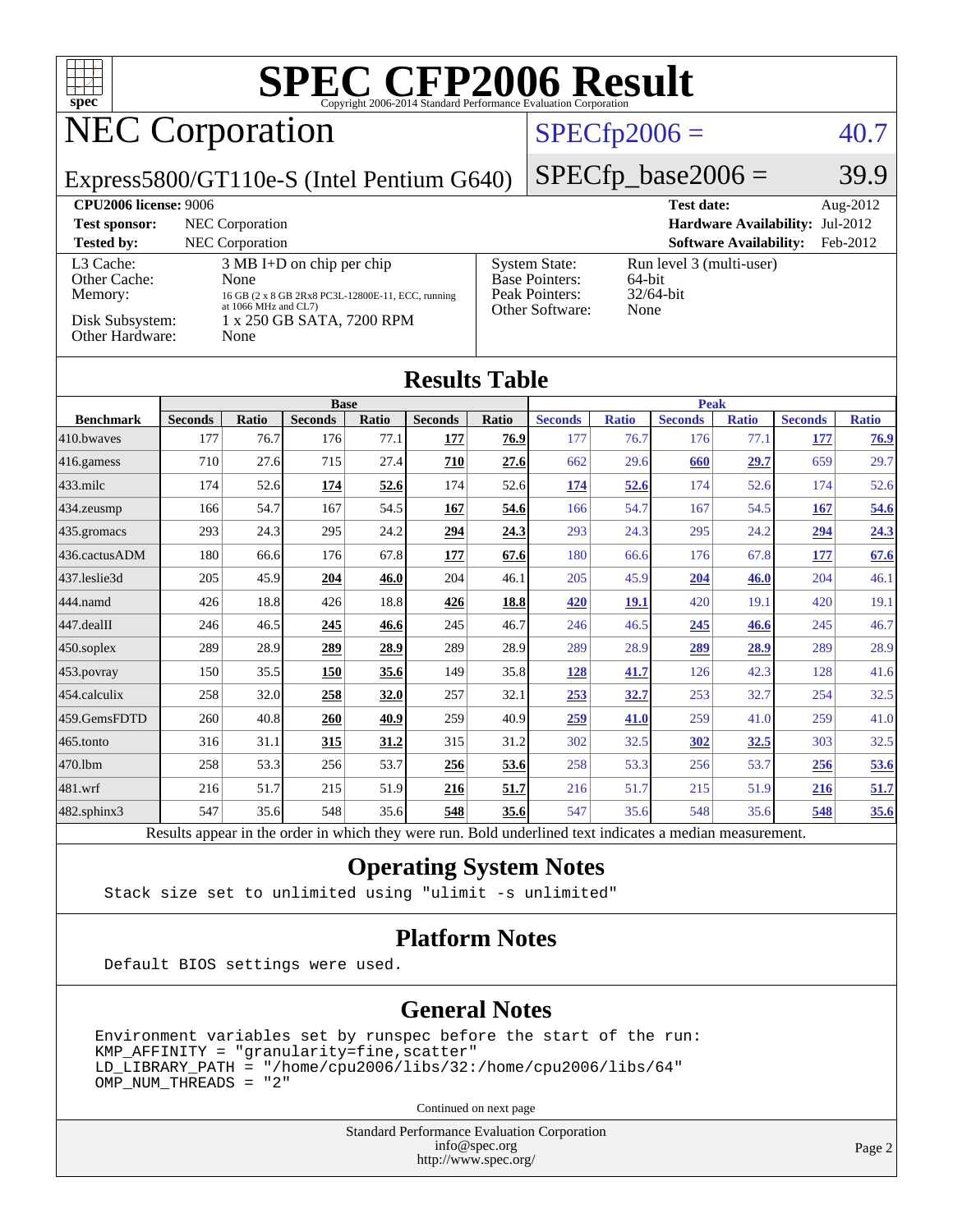# SPEC CFP2006 Result

Copyright 2006-2014 Standard Performance Evaluation Corporation

## NEC Corporation

Express5800/GT110e-S (Intel Pentium G640)

SPECfp2006 = 40.7

SPECfp_base2006 = 39.9

| | | | |
|---|---|---|---|
| **CPU2006 license:** 9006 | | **Test date:** | Aug-2012 |
| **Test sponsor:** | NEC Corporation | **Hardware Availability:** | Jul-2012 |
| **Tested by:** | NEC Corporation | **Software Availability:** | Feb-2012 |

| | |
|---|---|
| L3 Cache: | 3 MB I+D on chip per chip |
| Other Cache: | None |
| Memory: | 16 GB (2 x 8 GB 2Rx8 PC3L-12800E-11, ECC, running at 1066 MHz and CL7) |
| Disk Subsystem: | 1 x 250 GB SATA, 7200 RPM |
| Other Hardware: | None |

| | |
|---|---|
| System State: | Run level 3 (multi-user) |
| Base Pointers: | 64-bit |
| Peak Pointers: | 32/64-bit |
| Other Software: | None |

## Results Table

| Benchmark | Base | | | | | | Peak | | | | | |
|---|---|---|---|---|---|---|---|---|---|---|---|---|
| | Seconds | Ratio | Seconds | Ratio | Seconds | Ratio | Seconds | Ratio | Seconds | Ratio | Seconds | Ratio |
| 410.bwaves | 177 | 76.7 | 176 | 77.1 | **177** | **76.9** | 177 | 76.7 | 176 | 77.1 | **177** | **76.9** |
| 416.gamess | 710 | 27.6 | 715 | 27.4 | **710** | **27.6** | 662 | 29.6 | **660** | **29.7** | 659 | 29.7 |
| 433.milc | 174 | 52.6 | **174** | **52.6** | 174 | 52.6 | **174** | **52.6** | 174 | 52.6 | 174 | 52.6 |
| 434.zeusmp | 166 | 54.7 | 167 | 54.5 | **167** | **54.6** | 166 | 54.7 | 167 | 54.5 | **167** | **54.6** |
| 435.gromacs | 293 | 24.3 | 295 | 24.2 | **294** | **24.3** | 293 | 24.3 | 295 | 24.2 | **294** | **24.3** |
| 436.cactusADM | 180 | 66.6 | 176 | 67.8 | **177** | **67.6** | 180 | 66.6 | 176 | 67.8 | **177** | **67.6** |
| 437.leslie3d | 205 | 45.9 | **204** | **46.0** | 204 | 46.1 | 205 | 45.9 | **204** | **46.0** | 204 | 46.1 |
| 444.namd | 426 | 18.8 | 426 | 18.8 | **426** | **18.8** | **420** | **19.1** | 420 | 19.1 | 420 | 19.1 |
| 447.dealII | 246 | 46.5 | **245** | **46.6** | 245 | 46.7 | 246 | 46.5 | **245** | **46.6** | 245 | 46.7 |
| 450.soplex | 289 | 28.9 | **289** | **28.9** | 289 | 28.9 | 289 | 28.9 | **289** | **28.9** | 289 | 28.9 |
| 453.povray | 150 | 35.5 | **150** | **35.6** | 149 | 35.8 | **128** | **41.7** | 126 | 42.3 | 128 | 41.6 |
| 454.calculix | 258 | 32.0 | **258** | **32.0** | 257 | 32.1 | **253** | **32.7** | 253 | 32.7 | 254 | 32.5 |
| 459.GemsFDTD | 260 | 40.8 | **260** | **40.9** | 259 | 40.9 | **259** | **41.0** | 259 | 41.0 | 259 | 41.0 |
| 465.tonto | 316 | 31.1 | **315** | **31.2** | 315 | 31.2 | 302 | 32.5 | **302** | **32.5** | 303 | 32.5 |
| 470.lbm | 258 | 53.3 | 256 | 53.7 | **256** | **53.6** | 258 | 53.3 | 256 | 53.7 | **256** | **53.6** |
| 481.wrf | 216 | 51.7 | 215 | 51.9 | **216** | **51.7** | 216 | 51.7 | 215 | 51.9 | **216** | **51.7** |
| 482.sphinx3 | 547 | 35.6 | 548 | 35.6 | **548** | **35.6** | 547 | 35.6 | 548 | 35.6 | **548** | **35.6** |

Results appear in the order in which they were run. Bold underlined text indicates a median measurement.

## Operating System Notes

```
Stack size set to unlimited using "ulimit -s unlimited"
```

## Platform Notes

```
Default BIOS settings were used.
```

## General Notes

```
Environment variables set by runspec before the start of the run:
KMP_AFFINITY = "granularity=fine,scatter"
LD_LIBRARY_PATH = "/home/cpu2006/libs/32:/home/cpu2006/libs/64"
OMP_NUM_THREADS = "2"
```

Continued on next page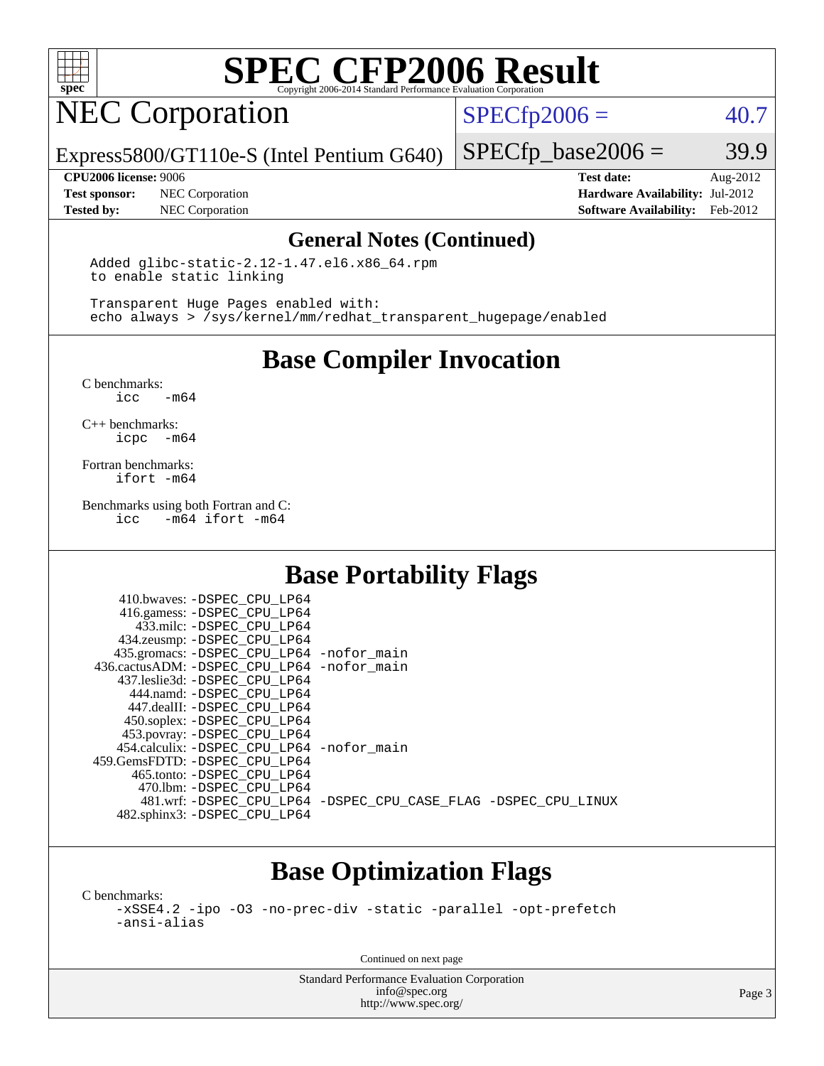# SPEC CFP2006 Result

Copyright 2006-2014 Standard Performance Evaluation Corporation

## NEC Corporation

Express5800/GT110e-S (Intel Pentium G640)

SPECfp2006 = 40.7

SPECfp_base2006 = 39.9

**CPU2006 license:** 9006
**Test sponsor:** NEC Corporation
**Tested by:** NEC Corporation

**Test date:** Aug-2012
**Hardware Availability:** Jul-2012
**Software Availability:** Feb-2012

### General Notes (Continued)

```
Added glibc-static-2.12-1.47.el6.x86_64.rpm
to enable static linking

Transparent Huge Pages enabled with:
echo always > /sys/kernel/mm/redhat_transparent_hugepage/enabled
```

## Base Compiler Invocation

C benchmarks:
```
icc   -m64
```

C++ benchmarks:
```
icpc  -m64
```

Fortran benchmarks:
```
ifort -m64
```

Benchmarks using both Fortran and C:
```
icc   -m64 ifort -m64
```

## Base Portability Flags

```
    410.bwaves: -DSPEC_CPU_LP64
    416.gamess: -DSPEC_CPU_LP64
      433.milc: -DSPEC_CPU_LP64
    434.zeusmp: -DSPEC_CPU_LP64
   435.gromacs: -DSPEC_CPU_LP64 -nofor_main
 436.cactusADM: -DSPEC_CPU_LP64 -nofor_main
   437.leslie3d: -DSPEC_CPU_LP64
      444.namd: -DSPEC_CPU_LP64
    447.dealII: -DSPEC_CPU_LP64
    450.soplex: -DSPEC_CPU_LP64
    453.povray: -DSPEC_CPU_LP64
  454.calculix: -DSPEC_CPU_LP64 -nofor_main
 459.GemsFDTD: -DSPEC_CPU_LP64
     465.tonto: -DSPEC_CPU_LP64
       470.lbm: -DSPEC_CPU_LP64
       481.wrf: -DSPEC_CPU_LP64 -DSPEC_CPU_CASE_FLAG -DSPEC_CPU_LINUX
   482.sphinx3: -DSPEC_CPU_LP64
```

## Base Optimization Flags

C benchmarks:
```
-xSSE4.2 -ipo -O3 -no-prec-div -static -parallel -opt-prefetch
-ansi-alias
```

Continued on next page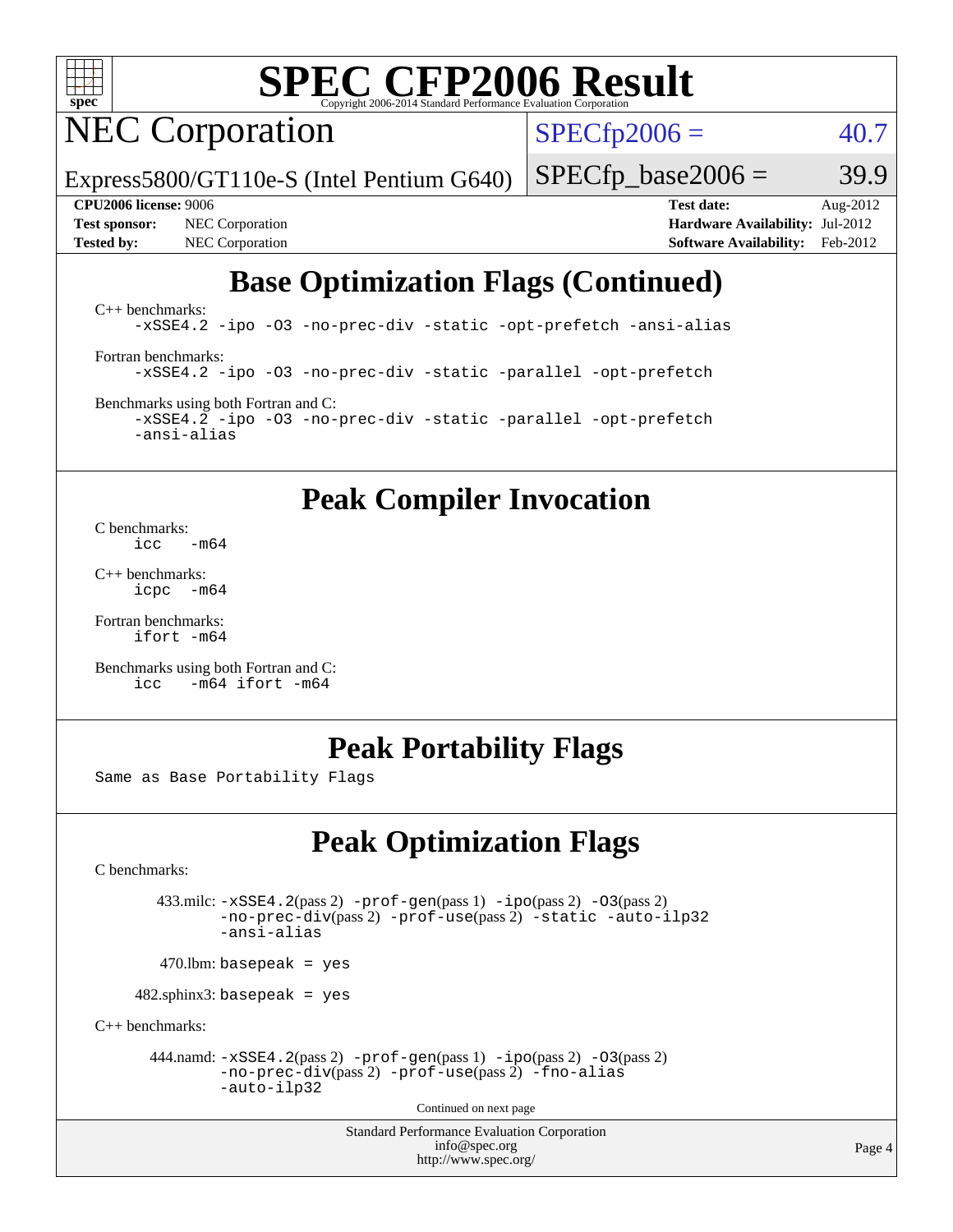# SPEC CFP2006 Result

Copyright 2006-2014 Standard Performance Evaluation Corporation

## NEC Corporation

Express5800/GT110e-S (Intel Pentium G640)

SPECfp2006 = 40.7

SPECfp_base2006 = 39.9

**CPU2006 license:** 9006
**Test sponsor:** NEC Corporation
**Tested by:** NEC Corporation

**Test date:** Aug-2012
**Hardware Availability:** Jul-2012
**Software Availability:** Feb-2012

## Base Optimization Flags (Continued)

C++ benchmarks:
```
-xSSE4.2 -ipo -O3 -no-prec-div -static -opt-prefetch -ansi-alias
```

Fortran benchmarks:
```
-xSSE4.2 -ipo -O3 -no-prec-div -static -parallel -opt-prefetch
```

Benchmarks using both Fortran and C:
```
-xSSE4.2 -ipo -O3 -no-prec-div -static -parallel -opt-prefetch
-ansi-alias
```

## Peak Compiler Invocation

C benchmarks:
```
icc  -m64
```

C++ benchmarks:
```
icpc  -m64
```

Fortran benchmarks:
```
ifort -m64
```

Benchmarks using both Fortran and C:
```
icc  -m64 ifort -m64
```

## Peak Portability Flags

Same as Base Portability Flags

## Peak Optimization Flags

C benchmarks:

433.milc: -xSSE4.2(pass 2) -prof-gen(pass 1) -ipo(pass 2) -O3(pass 2) -no-prec-div(pass 2) -prof-use(pass 2) -static -auto-ilp32 -ansi-alias

470.lbm: basepeak = yes

482.sphinx3: basepeak = yes

C++ benchmarks:

444.namd: -xSSE4.2(pass 2) -prof-gen(pass 1) -ipo(pass 2) -O3(pass 2) -no-prec-div(pass 2) -prof-use(pass 2) -fno-alias -auto-ilp32

Continued on next page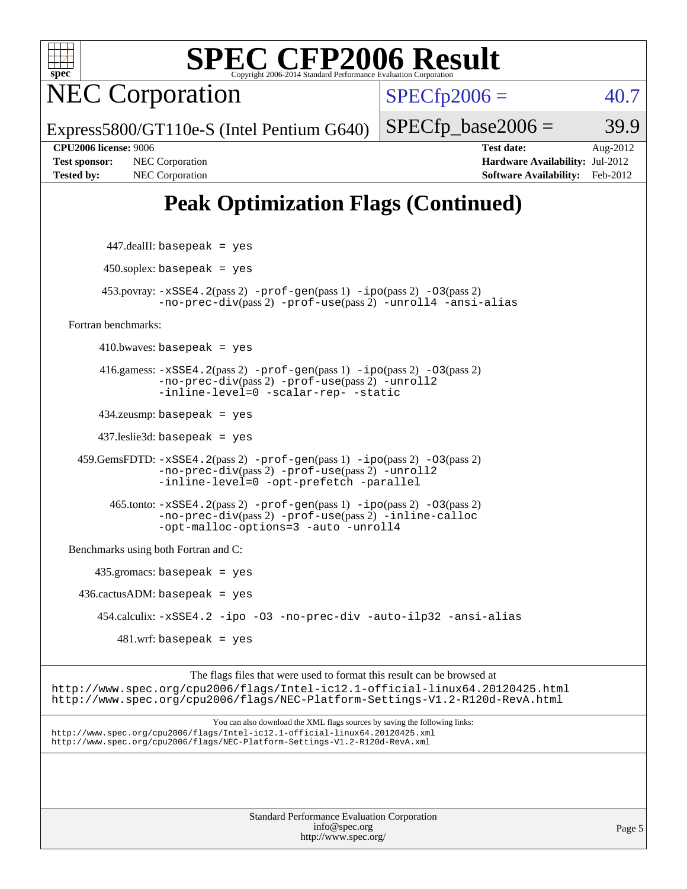# SPEC CFP2006 Result

Copyright 2006-2014 Standard Performance Evaluation Corporation

## NEC Corporation

Express5800/GT110e-S (Intel Pentium G640)

SPECfp2006 = 40.7

SPECfp_base2006 = 39.9

**CPU2006 license:** 9006
**Test sponsor:** NEC Corporation
**Tested by:** NEC Corporation

**Test date:** Aug-2012
**Hardware Availability:** Jul-2012
**Software Availability:** Feb-2012

## Peak Optimization Flags (Continued)

447.dealII: `basepeak = yes`

450.soplex: `basepeak = yes`

453.povray: `-xSSE4.2`(pass 2) `-prof-gen`(pass 1) `-ipo`(pass 2) `-O3`(pass 2) `-no-prec-div`(pass 2) `-prof-use`(pass 2) `-unroll4 -ansi-alias`

Fortran benchmarks:

410.bwaves: `basepeak = yes`

416.gamess: `-xSSE4.2`(pass 2) `-prof-gen`(pass 1) `-ipo`(pass 2) `-O3`(pass 2) `-no-prec-div`(pass 2) `-prof-use`(pass 2) `-unroll2 -inline-level=0 -scalar-rep- -static`

434.zeusmp: `basepeak = yes`

437.leslie3d: `basepeak = yes`

459.GemsFDTD: `-xSSE4.2`(pass 2) `-prof-gen`(pass 1) `-ipo`(pass 2) `-O3`(pass 2) `-no-prec-div`(pass 2) `-prof-use`(pass 2) `-unroll2 -inline-level=0 -opt-prefetch -parallel`

465.tonto: `-xSSE4.2`(pass 2) `-prof-gen`(pass 1) `-ipo`(pass 2) `-O3`(pass 2) `-no-prec-div`(pass 2) `-prof-use`(pass 2) `-inline-calloc -opt-malloc-options=3 -auto -unroll4`

Benchmarks using both Fortran and C:

435.gromacs: `basepeak = yes`

436.cactusADM: `basepeak = yes`

454.calculix: `-xSSE4.2 -ipo -O3 -no-prec-div -auto-ilp32 -ansi-alias`

481.wrf: `basepeak = yes`

The flags files that were used to format this result can be browsed at
http://www.spec.org/cpu2006/flags/Intel-ic12.1-official-linux64.20120425.html
http://www.spec.org/cpu2006/flags/NEC-Platform-Settings-V1.2-R120d-RevA.html

You can also download the XML flags sources by saving the following links:
http://www.spec.org/cpu2006/flags/Intel-ic12.1-official-linux64.20120425.xml
http://www.spec.org/cpu2006/flags/NEC-Platform-Settings-V1.2-R120d-RevA.xml

Standard Performance Evaluation Corporation
info@spec.org
http://www.spec.org/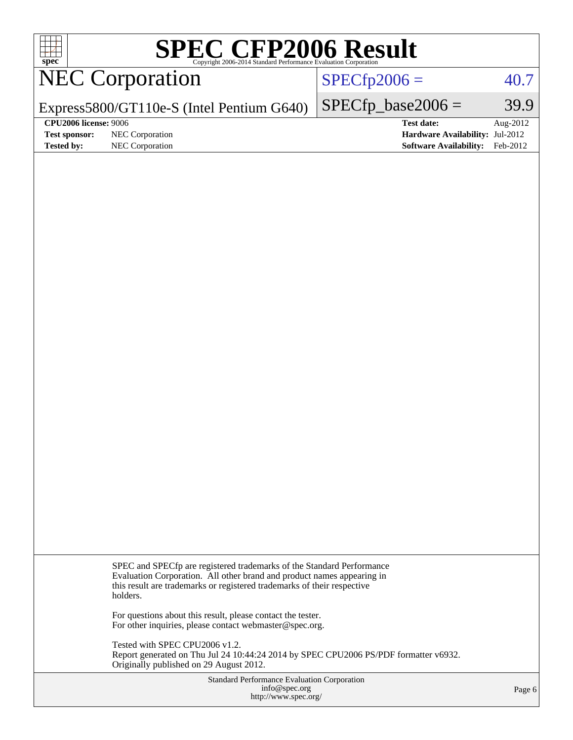# SPEC CFP2006 Result

Copyright 2006-2014 Standard Performance Evaluation Corporation

## NEC Corporation

Express5800/GT110e-S (Intel Pentium G640)

SPECfp2006 = 40.7

SPECfp_base2006 = 39.9

**CPU2006 license:** 9006
**Test sponsor:** NEC Corporation
**Tested by:** NEC Corporation

**Test date:** Aug-2012
**Hardware Availability:** Jul-2012
**Software Availability:** Feb-2012

SPEC and SPECfp are registered trademarks of the Standard Performance Evaluation Corporation. All other brand and product names appearing in this result are trademarks or registered trademarks of their respective holders.

For questions about this result, please contact the tester.
For other inquiries, please contact webmaster@spec.org.

Tested with SPEC CPU2006 v1.2.
Report generated on Thu Jul 24 10:44:24 2014 by SPEC CPU2006 PS/PDF formatter v6932.
Originally published on 29 August 2012.

Standard Performance Evaluation Corporation
info@spec.org
http://www.spec.org/